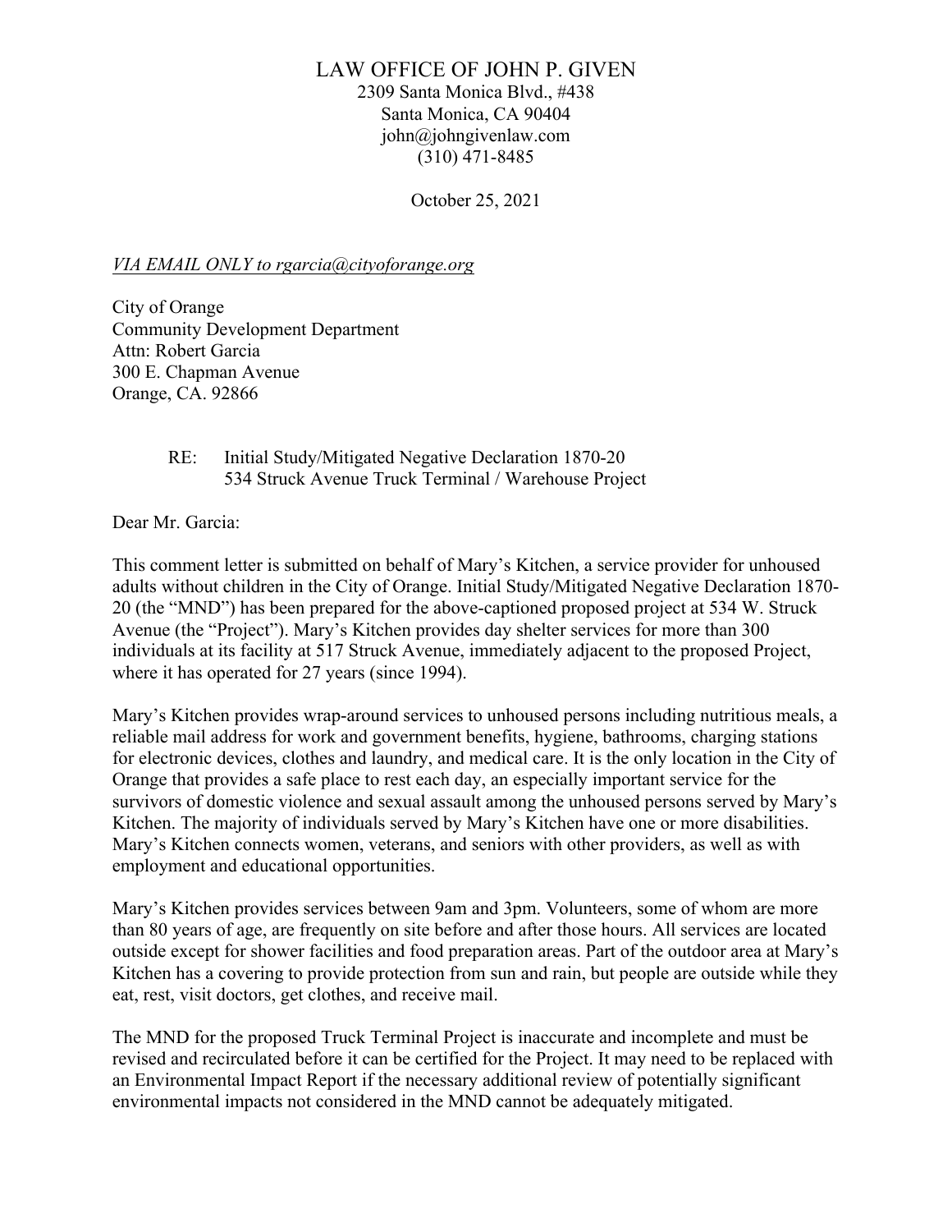LAW OFFICE OF JOHN P. GIVEN
2309 Santa Monica Blvd., #438
Santa Monica, CA 90404
john@johngivenlaw.com
(310) 471-8485

October 25, 2021

*VIA EMAIL ONLY to rgarcia@cityoforange.org*

City of Orange
Community Development Department
Attn: Robert Garcia
300 E. Chapman Avenue
Orange, CA. 92866

RE: Initial Study/Mitigated Negative Declaration 1870-20
534 Struck Avenue Truck Terminal / Warehouse Project

Dear Mr. Garcia:

This comment letter is submitted on behalf of Mary's Kitchen, a service provider for unhoused adults without children in the City of Orange. Initial Study/Mitigated Negative Declaration 1870-20 (the "MND") has been prepared for the above-captioned proposed project at 534 W. Struck Avenue (the "Project"). Mary's Kitchen provides day shelter services for more than 300 individuals at its facility at 517 Struck Avenue, immediately adjacent to the proposed Project, where it has operated for 27 years (since 1994).

Mary's Kitchen provides wrap-around services to unhoused persons including nutritious meals, a reliable mail address for work and government benefits, hygiene, bathrooms, charging stations for electronic devices, clothes and laundry, and medical care. It is the only location in the City of Orange that provides a safe place to rest each day, an especially important service for the survivors of domestic violence and sexual assault among the unhoused persons served by Mary's Kitchen. The majority of individuals served by Mary's Kitchen have one or more disabilities. Mary's Kitchen connects women, veterans, and seniors with other providers, as well as with employment and educational opportunities.

Mary's Kitchen provides services between 9am and 3pm. Volunteers, some of whom are more than 80 years of age, are frequently on site before and after those hours. All services are located outside except for shower facilities and food preparation areas. Part of the outdoor area at Mary's Kitchen has a covering to provide protection from sun and rain, but people are outside while they eat, rest, visit doctors, get clothes, and receive mail.

The MND for the proposed Truck Terminal Project is inaccurate and incomplete and must be revised and recirculated before it can be certified for the Project. It may need to be replaced with an Environmental Impact Report if the necessary additional review of potentially significant environmental impacts not considered in the MND cannot be adequately mitigated.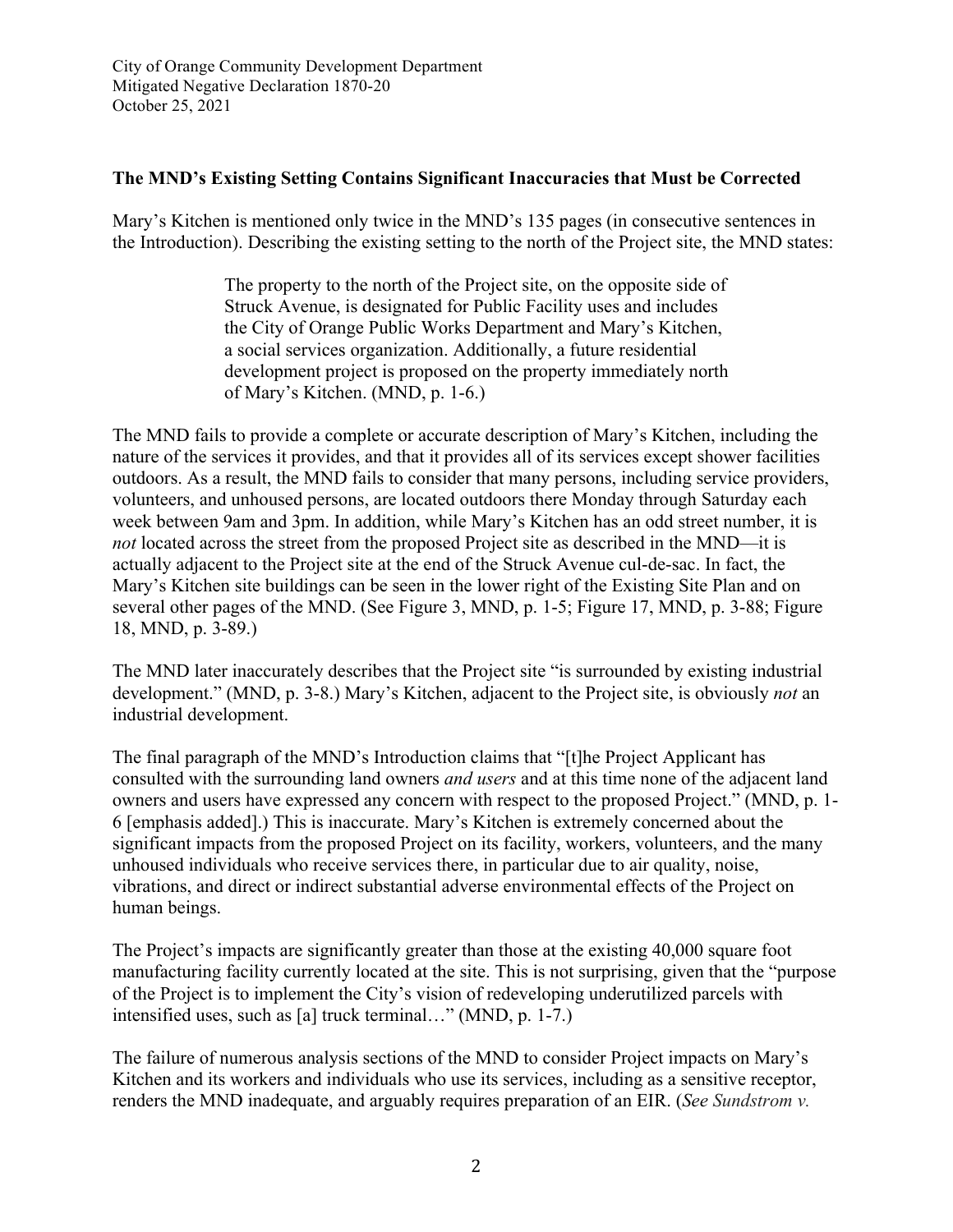**The MND's Existing Setting Contains Significant Inaccuracies that Must be Corrected**

Mary's Kitchen is mentioned only twice in the MND's 135 pages (in consecutive sentences in the Introduction). Describing the existing setting to the north of the Project site, the MND states:

> The property to the north of the Project site, on the opposite side of Struck Avenue, is designated for Public Facility uses and includes the City of Orange Public Works Department and Mary's Kitchen, a social services organization. Additionally, a future residential development project is proposed on the property immediately north of Mary's Kitchen. (MND, p. 1-6.)

The MND fails to provide a complete or accurate description of Mary's Kitchen, including the nature of the services it provides, and that it provides all of its services except shower facilities outdoors. As a result, the MND fails to consider that many persons, including service providers, volunteers, and unhoused persons, are located outdoors there Monday through Saturday each week between 9am and 3pm. In addition, while Mary's Kitchen has an odd street number, it is *not* located across the street from the proposed Project site as described in the MND—it is actually adjacent to the Project site at the end of the Struck Avenue cul-de-sac. In fact, the Mary's Kitchen site buildings can be seen in the lower right of the Existing Site Plan and on several other pages of the MND. (See Figure 3, MND, p. 1-5; Figure 17, MND, p. 3-88; Figure 18, MND, p. 3-89.)

The MND later inaccurately describes that the Project site "is surrounded by existing industrial development." (MND, p. 3-8.) Mary's Kitchen, adjacent to the Project site, is obviously *not* an industrial development.

The final paragraph of the MND's Introduction claims that "[t]he Project Applicant has consulted with the surrounding land owners *and users* and at this time none of the adjacent land owners and users have expressed any concern with respect to the proposed Project." (MND, p. 1-6 [emphasis added].) This is inaccurate. Mary's Kitchen is extremely concerned about the significant impacts from the proposed Project on its facility, workers, volunteers, and the many unhoused individuals who receive services there, in particular due to air quality, noise, vibrations, and direct or indirect substantial adverse environmental effects of the Project on human beings.

The Project's impacts are significantly greater than those at the existing 40,000 square foot manufacturing facility currently located at the site. This is not surprising, given that the "purpose of the Project is to implement the City's vision of redeveloping underutilized parcels with intensified uses, such as [a] truck terminal…" (MND, p. 1-7.)

The failure of numerous analysis sections of the MND to consider Project impacts on Mary's Kitchen and its workers and individuals who use its services, including as a sensitive receptor, renders the MND inadequate, and arguably requires preparation of an EIR. (*See Sundstrom v.*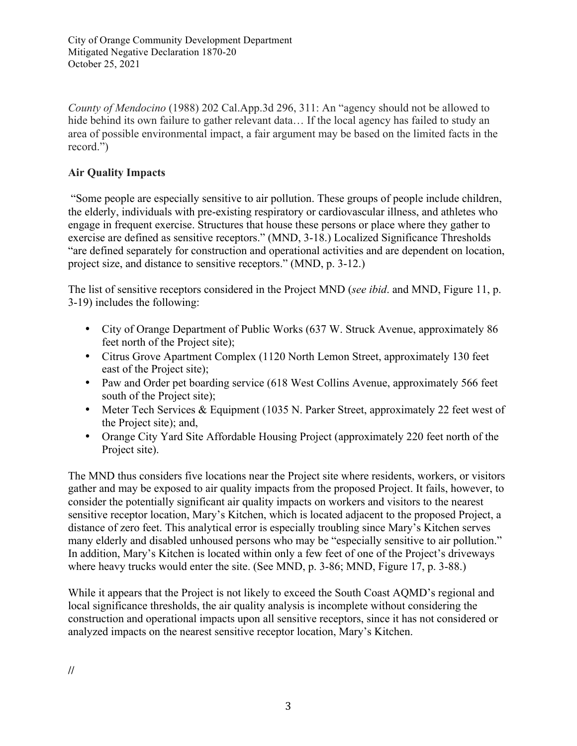*County of Mendocino* (1988) 202 Cal.App.3d 296, 311: An "agency should not be allowed to hide behind its own failure to gather relevant data… If the local agency has failed to study an area of possible environmental impact, a fair argument may be based on the limited facts in the record.")

**Air Quality Impacts**

"Some people are especially sensitive to air pollution. These groups of people include children, the elderly, individuals with pre-existing respiratory or cardiovascular illness, and athletes who engage in frequent exercise. Structures that house these persons or place where they gather to exercise are defined as sensitive receptors." (MND, 3-18.) Localized Significance Thresholds "are defined separately for construction and operational activities and are dependent on location, project size, and distance to sensitive receptors." (MND, p. 3-12.)

The list of sensitive receptors considered in the Project MND (*see ibid*. and MND, Figure 11, p. 3-19) includes the following:

- City of Orange Department of Public Works (637 W. Struck Avenue, approximately 86 feet north of the Project site);
- Citrus Grove Apartment Complex (1120 North Lemon Street, approximately 130 feet east of the Project site);
- Paw and Order pet boarding service (618 West Collins Avenue, approximately 566 feet south of the Project site);
- Meter Tech Services & Equipment (1035 N. Parker Street, approximately 22 feet west of the Project site); and,
- Orange City Yard Site Affordable Housing Project (approximately 220 feet north of the Project site).

The MND thus considers five locations near the Project site where residents, workers, or visitors gather and may be exposed to air quality impacts from the proposed Project. It fails, however, to consider the potentially significant air quality impacts on workers and visitors to the nearest sensitive receptor location, Mary's Kitchen, which is located adjacent to the proposed Project, a distance of zero feet. This analytical error is especially troubling since Mary's Kitchen serves many elderly and disabled unhoused persons who may be "especially sensitive to air pollution." In addition, Mary's Kitchen is located within only a few feet of one of the Project's driveways where heavy trucks would enter the site. (See MND, p. 3-86; MND, Figure 17, p. 3-88.)

While it appears that the Project is not likely to exceed the South Coast AQMD's regional and local significance thresholds, the air quality analysis is incomplete without considering the construction and operational impacts upon all sensitive receptors, since it has not considered or analyzed impacts on the nearest sensitive receptor location, Mary's Kitchen.

//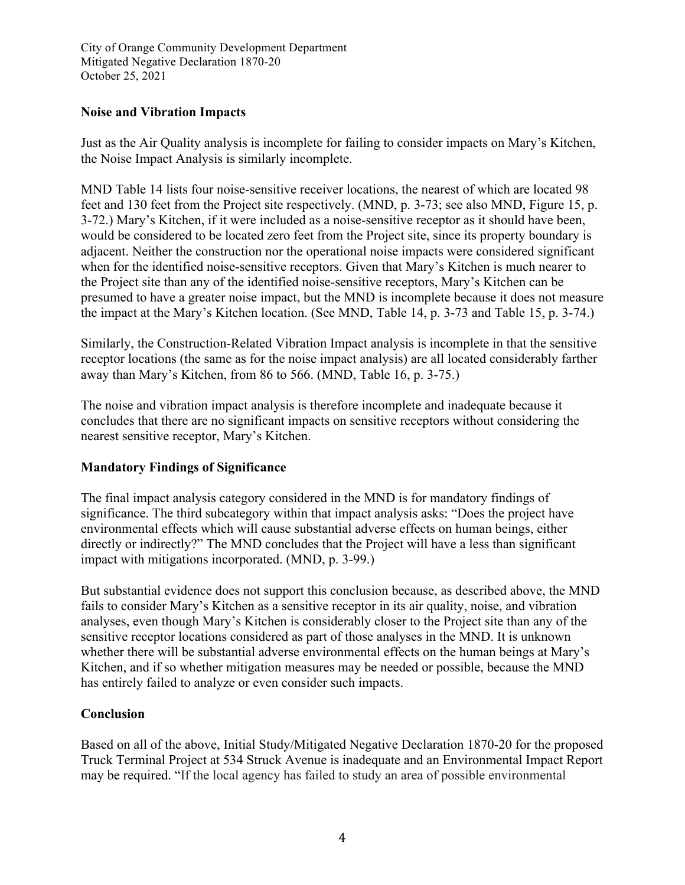## Noise and Vibration Impacts

Just as the Air Quality analysis is incomplete for failing to consider impacts on Mary's Kitchen, the Noise Impact Analysis is similarly incomplete.

MND Table 14 lists four noise-sensitive receiver locations, the nearest of which are located 98 feet and 130 feet from the Project site respectively. (MND, p. 3-73; see also MND, Figure 15, p. 3-72.) Mary's Kitchen, if it were included as a noise-sensitive receptor as it should have been, would be considered to be located zero feet from the Project site, since its property boundary is adjacent. Neither the construction nor the operational noise impacts were considered significant when for the identified noise-sensitive receptors. Given that Mary's Kitchen is much nearer to the Project site than any of the identified noise-sensitive receptors, Mary's Kitchen can be presumed to have a greater noise impact, but the MND is incomplete because it does not measure the impact at the Mary's Kitchen location. (See MND, Table 14, p. 3-73 and Table 15, p. 3-74.)

Similarly, the Construction-Related Vibration Impact analysis is incomplete in that the sensitive receptor locations (the same as for the noise impact analysis) are all located considerably farther away than Mary's Kitchen, from 86 to 566. (MND, Table 16, p. 3-75.)

The noise and vibration impact analysis is therefore incomplete and inadequate because it concludes that there are no significant impacts on sensitive receptors without considering the nearest sensitive receptor, Mary's Kitchen.

## Mandatory Findings of Significance

The final impact analysis category considered in the MND is for mandatory findings of significance. The third subcategory within that impact analysis asks: "Does the project have environmental effects which will cause substantial adverse effects on human beings, either directly or indirectly?" The MND concludes that the Project will have a less than significant impact with mitigations incorporated. (MND, p. 3-99.)

But substantial evidence does not support this conclusion because, as described above, the MND fails to consider Mary's Kitchen as a sensitive receptor in its air quality, noise, and vibration analyses, even though Mary's Kitchen is considerably closer to the Project site than any of the sensitive receptor locations considered as part of those analyses in the MND. It is unknown whether there will be substantial adverse environmental effects on the human beings at Mary's Kitchen, and if so whether mitigation measures may be needed or possible, because the MND has entirely failed to analyze or even consider such impacts.

## Conclusion

Based on all of the above, Initial Study/Mitigated Negative Declaration 1870-20 for the proposed Truck Terminal Project at 534 Struck Avenue is inadequate and an Environmental Impact Report may be required. "If the local agency has failed to study an area of possible environmental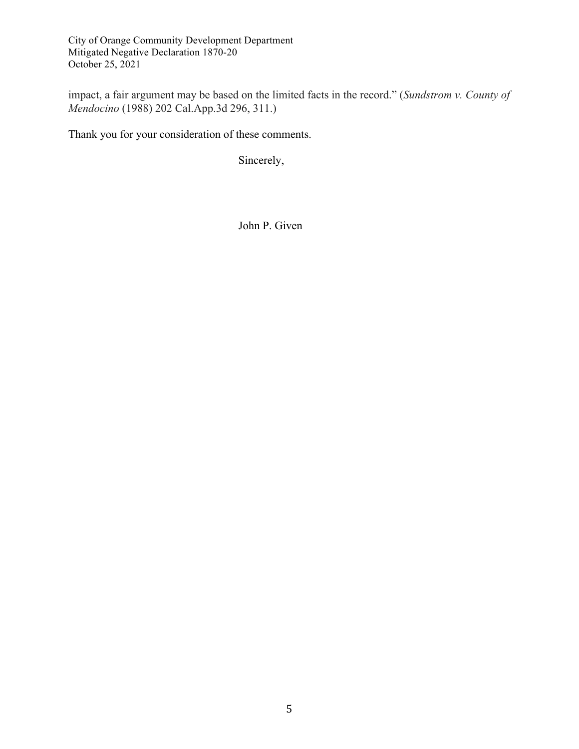impact, a fair argument may be based on the limited facts in the record." (*Sundstrom v. County of Mendocino* (1988) 202 Cal.App.3d 296, 311.)

Thank you for your consideration of these comments.

Sincerely,

John P. Given